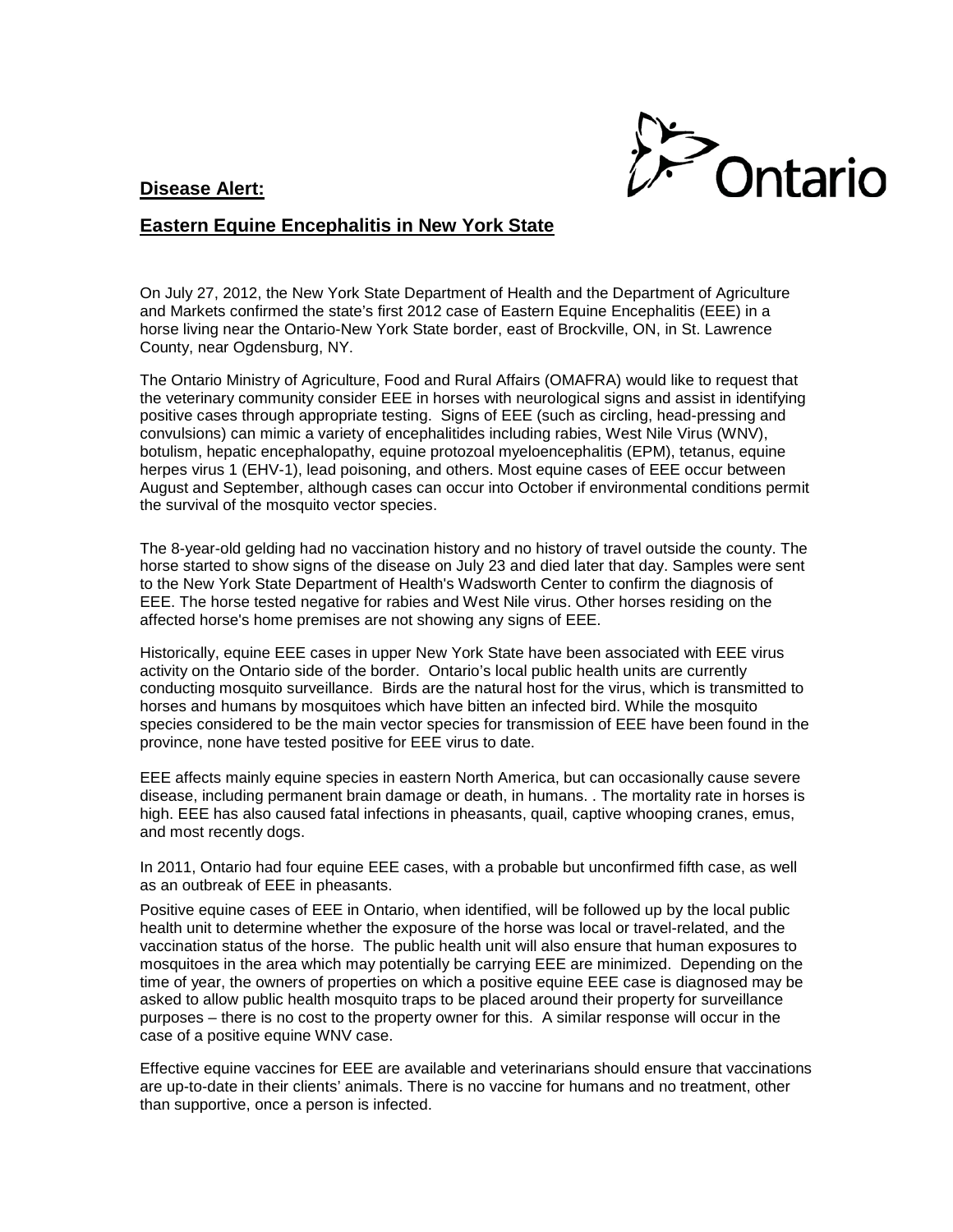Ontario

**Disease Alert:**

## Eastern Equine Encephalitis in New York State

On July 27, 2012, the New York State Department of Health and the Department of Agriculture and Markets confirmed the state's first 2012 case of Eastern Equine Encephalitis (EEE) in a horse living near the Ontario-New York State border, east of Brockville, ON, in St. Lawrence County, near Ogdensburg, NY.

The Ontario Ministry of Agriculture, Food and Rural Affairs (OMAFRA) would like to request that the veterinary community consider EEE in horses with neurological signs and assist in identifying positive cases through appropriate testing. Signs of EEE (such as circling, head-pressing and convulsions) can mimic a variety of encephalitides including rabies, West Nile Virus (WNV), botulism, hepatic encephalopathy, equine protozoal myeloencephalitis (EPM), tetanus, equine herpes virus 1 (EHV-1), lead poisoning, and others. Most equine cases of EEE occur between August and September, although cases can occur into October if environmental conditions permit the survival of the mosquito vector species.

The 8-year-old gelding had no vaccination history and no history of travel outside the county. The horse started to show signs of the disease on July 23 and died later that day. Samples were sent to the New York State Department of Health's Wadsworth Center to confirm the diagnosis of EEE. The horse tested negative for rabies and West Nile virus. Other horses residing on the affected horse's home premises are not showing any signs of EEE.

Historically, equine EEE cases in upper New York State have been associated with EEE virus activity on the Ontario side of the border. Ontario's local public health units are currently conducting mosquito surveillance. Birds are the natural host for the virus, which is transmitted to horses and humans by mosquitoes which have bitten an infected bird. While the mosquito species considered to be the main vector species for transmission of EEE have been found in the province, none have tested positive for EEE virus to date.

EEE affects mainly equine species in eastern North America, but can occasionally cause severe disease, including permanent brain damage or death, in humans. . The mortality rate in horses is high. EEE has also caused fatal infections in pheasants, quail, captive whooping cranes, emus, and most recently dogs.

In 2011, Ontario had four equine EEE cases, with a probable but unconfirmed fifth case, as well as an outbreak of EEE in pheasants.

Positive equine cases of EEE in Ontario, when identified, will be followed up by the local public health unit to determine whether the exposure of the horse was local or travel-related, and the vaccination status of the horse. The public health unit will also ensure that human exposures to mosquitoes in the area which may potentially be carrying EEE are minimized. Depending on the time of year, the owners of properties on which a positive equine EEE case is diagnosed may be asked to allow public health mosquito traps to be placed around their property for surveillance purposes – there is no cost to the property owner for this. A similar response will occur in the case of a positive equine WNV case.

Effective equine vaccines for EEE are available and veterinarians should ensure that vaccinations are up-to-date in their clients' animals. There is no vaccine for humans and no treatment, other than supportive, once a person is infected.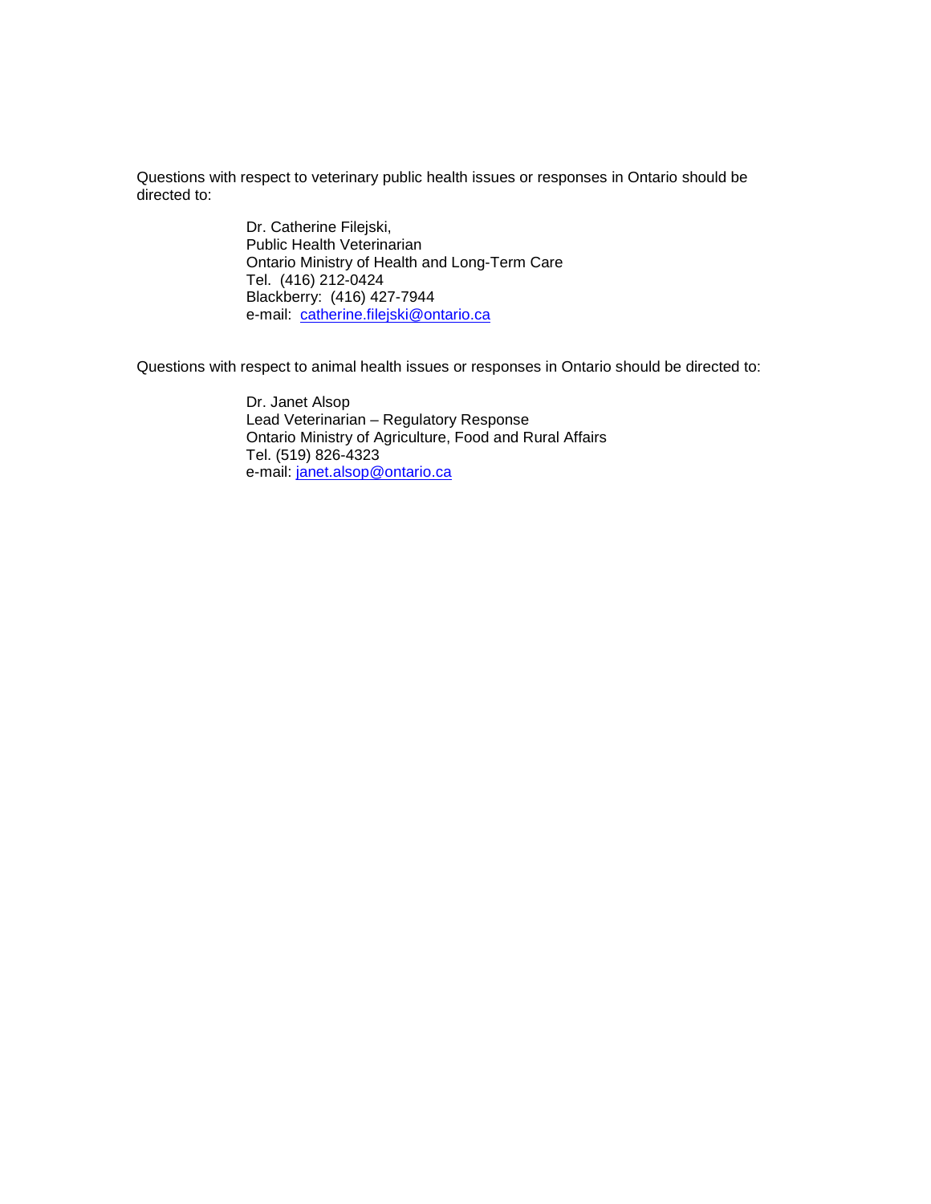Questions with respect to veterinary public health issues or responses in Ontario should be directed to:

> Dr. Catherine Filejski,
> Public Health Veterinarian
> Ontario Ministry of Health and Long-Term Care
> Tel. (416) 212-0424
> Blackberry: (416) 427-7944
> e-mail: catherine.filejski@ontario.ca

Questions with respect to animal health issues or responses in Ontario should be directed to:

> Dr. Janet Alsop
> Lead Veterinarian – Regulatory Response
> Ontario Ministry of Agriculture, Food and Rural Affairs
> Tel. (519) 826-4323
> e-mail: janet.alsop@ontario.ca